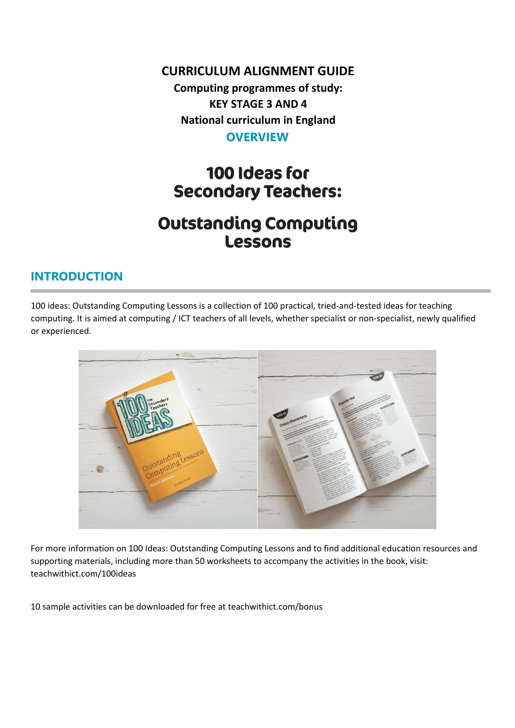**CURRICULUM ALIGNMENT GUIDE**

**Computing programmes of study:**

**KEY STAGE 3 AND 4**

**National curriculum in England**

**OVERVIEW**

# 100 Ideas for Secondary Teachers:

# Outstanding Computing Lessons

## INTRODUCTION

100 ideas: Outstanding Computing Lessons is a collection of 100 practical, tried-and-tested ideas for teaching computing. It is aimed at computing / ICT teachers of all levels, whether specialist or non-specialist, newly qualified or experienced.

For more information on 100 Ideas: Outstanding Computing Lessons and to find additional education resources and supporting materials, including more than 50 worksheets to accompany the activities in the book, visit: teachwithict.com/100ideas

10 sample activities can be downloaded for free at teachwithict.com/bonus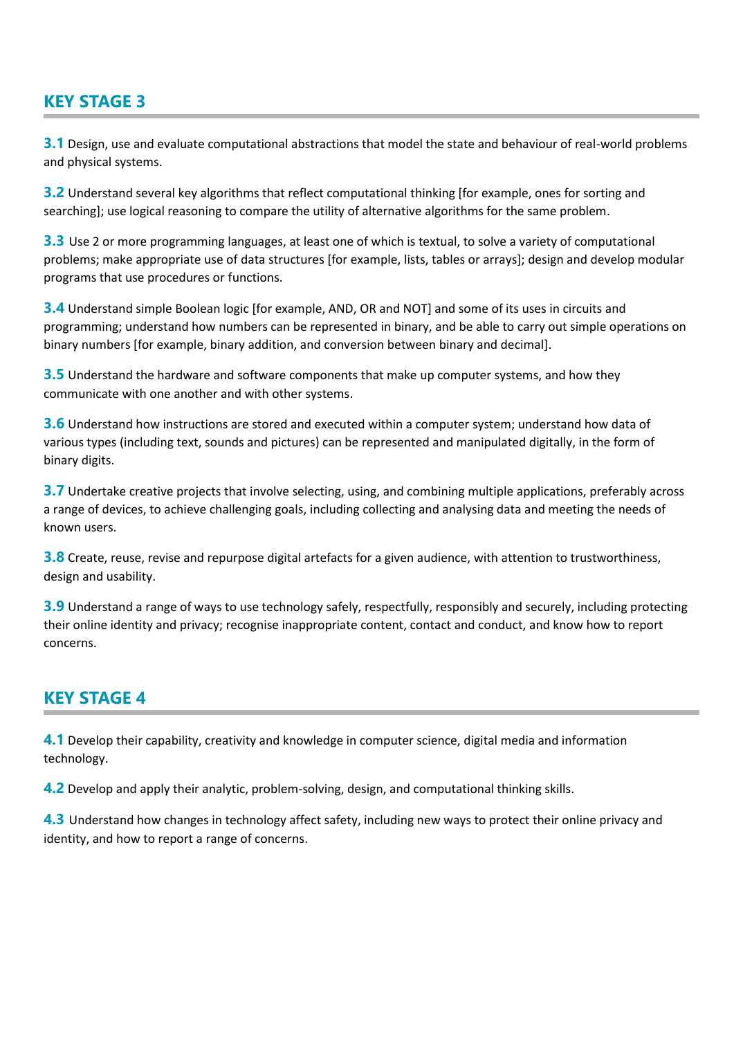## KEY STAGE 3

**3.1** Design, use and evaluate computational abstractions that model the state and behaviour of real-world problems and physical systems.

**3.2** Understand several key algorithms that reflect computational thinking [for example, ones for sorting and searching]; use logical reasoning to compare the utility of alternative algorithms for the same problem.

**3.3** Use 2 or more programming languages, at least one of which is textual, to solve a variety of computational problems; make appropriate use of data structures [for example, lists, tables or arrays]; design and develop modular programs that use procedures or functions.

**3.4** Understand simple Boolean logic [for example, AND, OR and NOT] and some of its uses in circuits and programming; understand how numbers can be represented in binary, and be able to carry out simple operations on binary numbers [for example, binary addition, and conversion between binary and decimal].

**3.5** Understand the hardware and software components that make up computer systems, and how they communicate with one another and with other systems.

**3.6** Understand how instructions are stored and executed within a computer system; understand how data of various types (including text, sounds and pictures) can be represented and manipulated digitally, in the form of binary digits.

**3.7** Undertake creative projects that involve selecting, using, and combining multiple applications, preferably across a range of devices, to achieve challenging goals, including collecting and analysing data and meeting the needs of known users.

**3.8** Create, reuse, revise and repurpose digital artefacts for a given audience, with attention to trustworthiness, design and usability.

**3.9** Understand a range of ways to use technology safely, respectfully, responsibly and securely, including protecting their online identity and privacy; recognise inappropriate content, contact and conduct, and know how to report concerns.

## KEY STAGE 4

**4.1** Develop their capability, creativity and knowledge in computer science, digital media and information technology.

**4.2** Develop and apply their analytic, problem-solving, design, and computational thinking skills.

**4.3** Understand how changes in technology affect safety, including new ways to protect their online privacy and identity, and how to report a range of concerns.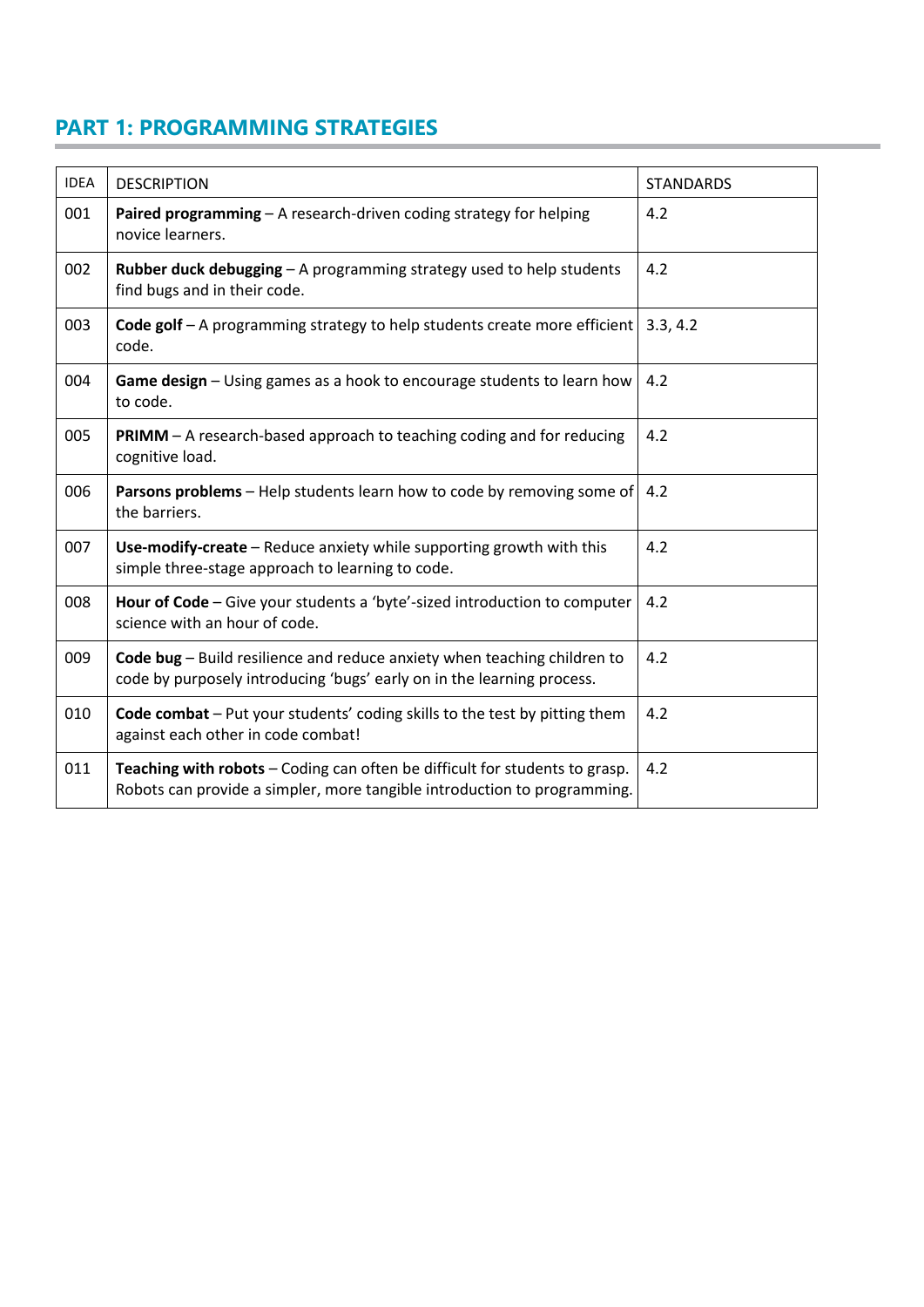## PART 1: PROGRAMMING STRATEGIES

| IDEA | DESCRIPTION | STANDARDS |
|---|---|---|
| 001 | **Paired programming** – A research-driven coding strategy for helping novice learners. | 4.2 |
| 002 | **Rubber duck debugging** – A programming strategy used to help students find bugs and in their code. | 4.2 |
| 003 | **Code golf** – A programming strategy to help students create more efficient code. | 3.3, 4.2 |
| 004 | **Game design** – Using games as a hook to encourage students to learn how to code. | 4.2 |
| 005 | **PRIMM** – A research-based approach to teaching coding and for reducing cognitive load. | 4.2 |
| 006 | **Parsons problems** – Help students learn how to code by removing some of the barriers. | 4.2 |
| 007 | **Use-modify-create** – Reduce anxiety while supporting growth with this simple three-stage approach to learning to code. | 4.2 |
| 008 | **Hour of Code** – Give your students a 'byte'-sized introduction to computer science with an hour of code. | 4.2 |
| 009 | **Code bug** – Build resilience and reduce anxiety when teaching children to code by purposely introducing 'bugs' early on in the learning process. | 4.2 |
| 010 | **Code combat** – Put your students' coding skills to the test by pitting them against each other in code combat! | 4.2 |
| 011 | **Teaching with robots** – Coding can often be difficult for students to grasp. Robots can provide a simpler, more tangible introduction to programming. | 4.2 |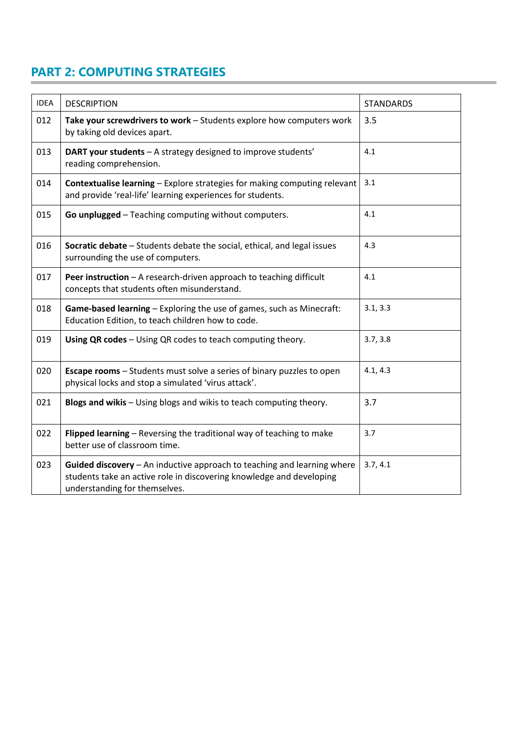## PART 2: COMPUTING STRATEGIES

| IDEA | DESCRIPTION | STANDARDS |
|---|---|---|
| 012 | **Take your screwdrivers to work** – Students explore how computers work by taking old devices apart. | 3.5 |
| 013 | **DART your students** – A strategy designed to improve students' reading comprehension. | 4.1 |
| 014 | **Contextualise learning** – Explore strategies for making computing relevant and provide 'real-life' learning experiences for students. | 3.1 |
| 015 | **Go unplugged** – Teaching computing without computers. | 4.1 |
| 016 | **Socratic debate** – Students debate the social, ethical, and legal issues surrounding the use of computers. | 4.3 |
| 017 | **Peer instruction** – A research-driven approach to teaching difficult concepts that students often misunderstand. | 4.1 |
| 018 | **Game-based learning** – Exploring the use of games, such as Minecraft: Education Edition, to teach children how to code. | 3.1, 3.3 |
| 019 | **Using QR codes** – Using QR codes to teach computing theory. | 3.7, 3.8 |
| 020 | **Escape rooms** – Students must solve a series of binary puzzles to open physical locks and stop a simulated 'virus attack'. | 4.1, 4.3 |
| 021 | **Blogs and wikis** – Using blogs and wikis to teach computing theory. | 3.7 |
| 022 | **Flipped learning** – Reversing the traditional way of teaching to make better use of classroom time. | 3.7 |
| 023 | **Guided discovery** – An inductive approach to teaching and learning where students take an active role in discovering knowledge and developing understanding for themselves. | 3.7, 4.1 |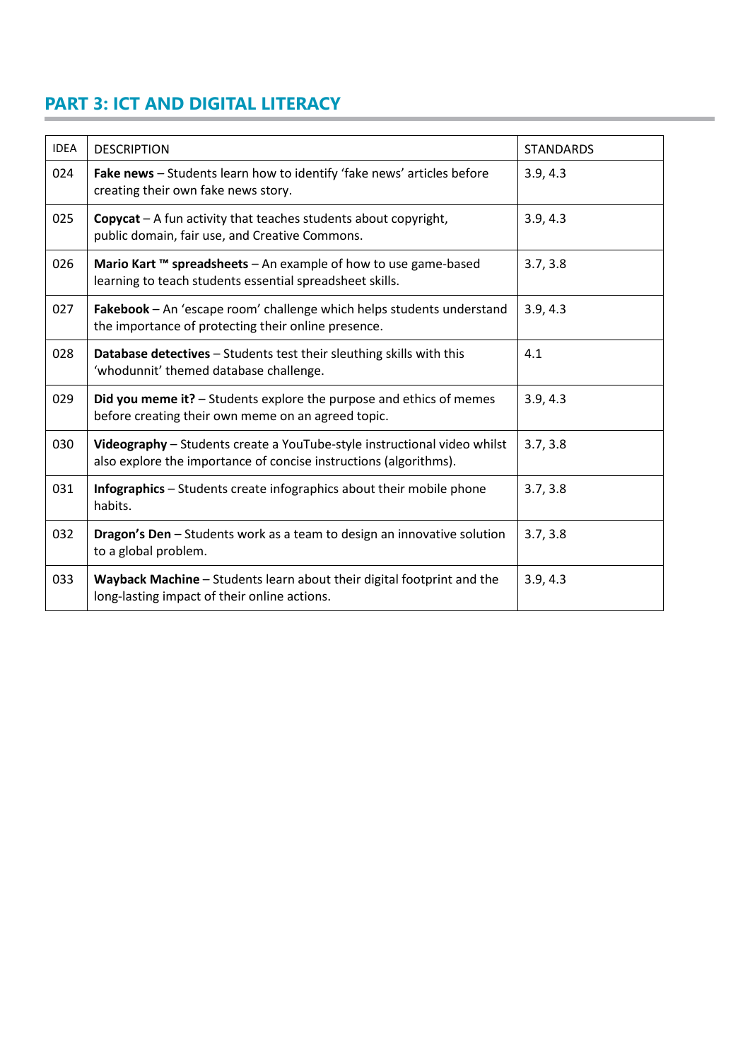## PART 3: ICT AND DIGITAL LITERACY

| IDEA | DESCRIPTION | STANDARDS |
| --- | --- | --- |
| 024 | **Fake news** – Students learn how to identify 'fake news' articles before creating their own fake news story. | 3.9, 4.3 |
| 025 | **Copycat** – A fun activity that teaches students about copyright, public domain, fair use, and Creative Commons. | 3.9, 4.3 |
| 026 | **Mario Kart ™ spreadsheets** – An example of how to use game-based learning to teach students essential spreadsheet skills. | 3.7, 3.8 |
| 027 | **Fakebook** – An 'escape room' challenge which helps students understand the importance of protecting their online presence. | 3.9, 4.3 |
| 028 | **Database detectives** – Students test their sleuthing skills with this 'whodunnit' themed database challenge. | 4.1 |
| 029 | **Did you meme it?** – Students explore the purpose and ethics of memes before creating their own meme on an agreed topic. | 3.9, 4.3 |
| 030 | **Videography** – Students create a YouTube-style instructional video whilst also explore the importance of concise instructions (algorithms). | 3.7, 3.8 |
| 031 | **Infographics** – Students create infographics about their mobile phone habits. | 3.7, 3.8 |
| 032 | **Dragon's Den** – Students work as a team to design an innovative solution to a global problem. | 3.7, 3.8 |
| 033 | **Wayback Machine** – Students learn about their digital footprint and the long-lasting impact of their online actions. | 3.9, 4.3 |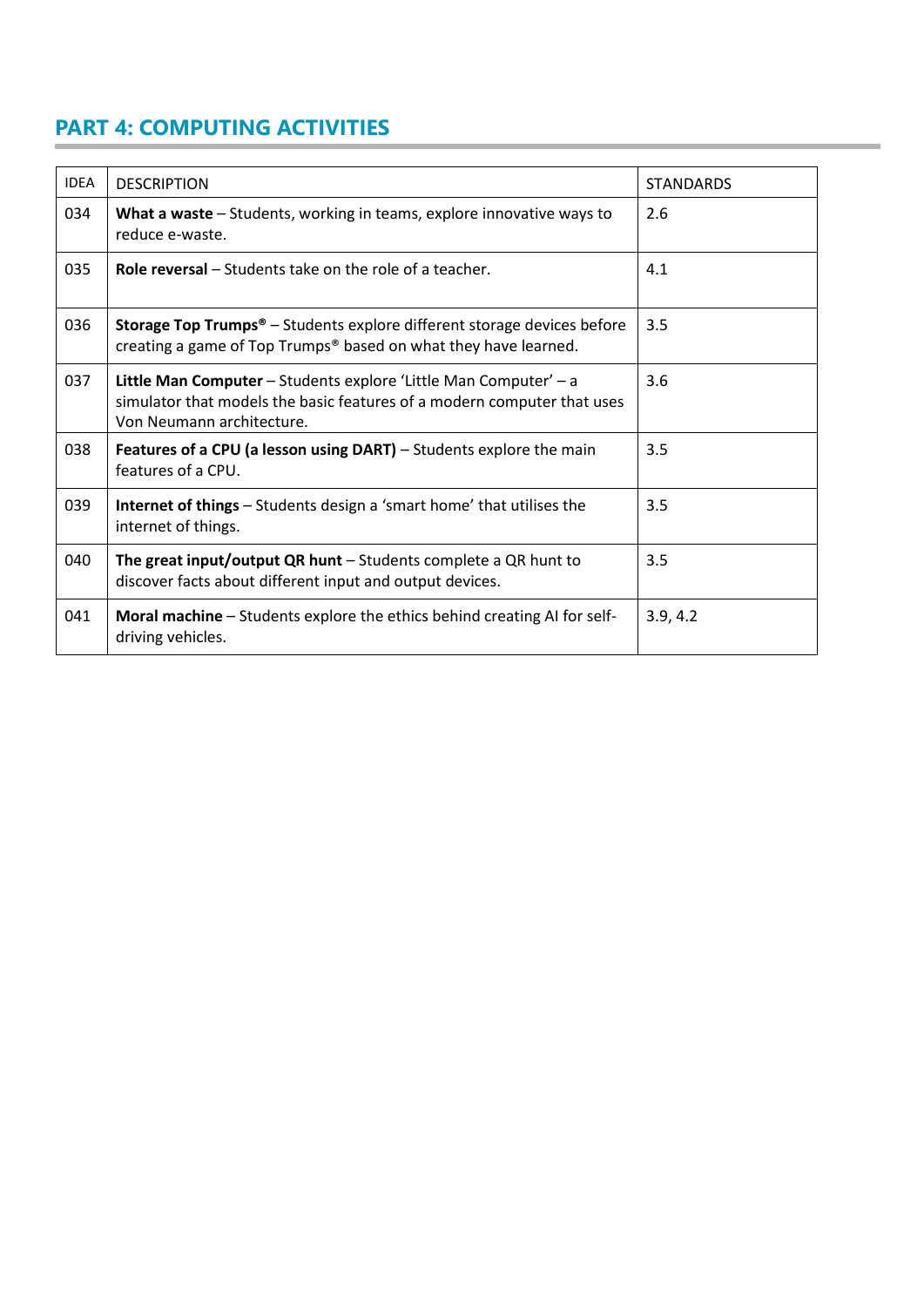## PART 4: COMPUTING ACTIVITIES

| IDEA | DESCRIPTION | STANDARDS |
|---|---|---|
| 034 | **What a waste** – Students, working in teams, explore innovative ways to reduce e-waste. | 2.6 |
| 035 | **Role reversal** – Students take on the role of a teacher. | 4.1 |
| 036 | **Storage Top Trumps®** – Students explore different storage devices before creating a game of Top Trumps® based on what they have learned. | 3.5 |
| 037 | **Little Man Computer** – Students explore 'Little Man Computer' – a simulator that models the basic features of a modern computer that uses Von Neumann architecture. | 3.6 |
| 038 | **Features of a CPU (a lesson using DART)** – Students explore the main features of a CPU. | 3.5 |
| 039 | **Internet of things** – Students design a 'smart home' that utilises the internet of things. | 3.5 |
| 040 | **The great input/output QR hunt** – Students complete a QR hunt to discover facts about different input and output devices. | 3.5 |
| 041 | **Moral machine** – Students explore the ethics behind creating AI for self-driving vehicles. | 3.9, 4.2 |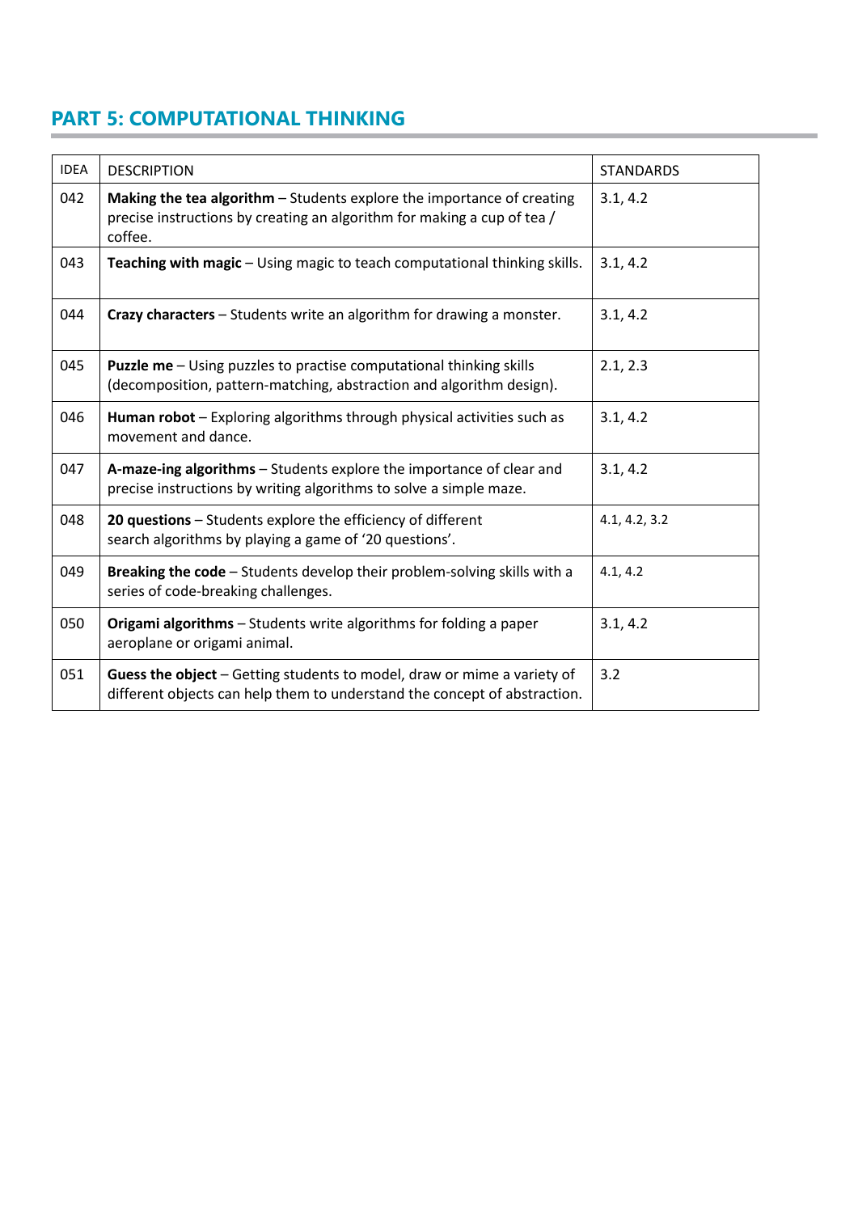## PART 5: COMPUTATIONAL THINKING

| IDEA | DESCRIPTION | STANDARDS |
|---|---|---|
| 042 | **Making the tea algorithm** – Students explore the importance of creating precise instructions by creating an algorithm for making a cup of tea / coffee. | 3.1, 4.2 |
| 043 | **Teaching with magic** – Using magic to teach computational thinking skills. | 3.1, 4.2 |
| 044 | **Crazy characters** – Students write an algorithm for drawing a monster. | 3.1, 4.2 |
| 045 | **Puzzle me** – Using puzzles to practise computational thinking skills (decomposition, pattern-matching, abstraction and algorithm design). | 2.1, 2.3 |
| 046 | **Human robot** – Exploring algorithms through physical activities such as movement and dance. | 3.1, 4.2 |
| 047 | **A-maze-ing algorithms** – Students explore the importance of clear and precise instructions by writing algorithms to solve a simple maze. | 3.1, 4.2 |
| 048 | **20 questions** – Students explore the efficiency of different search algorithms by playing a game of '20 questions'. | 4.1, 4.2, 3.2 |
| 049 | **Breaking the code** – Students develop their problem-solving skills with a series of code-breaking challenges. | 4.1, 4.2 |
| 050 | **Origami algorithms** – Students write algorithms for folding a paper aeroplane or origami animal. | 3.1, 4.2 |
| 051 | **Guess the object** – Getting students to model, draw or mime a variety of different objects can help them to understand the concept of abstraction. | 3.2 |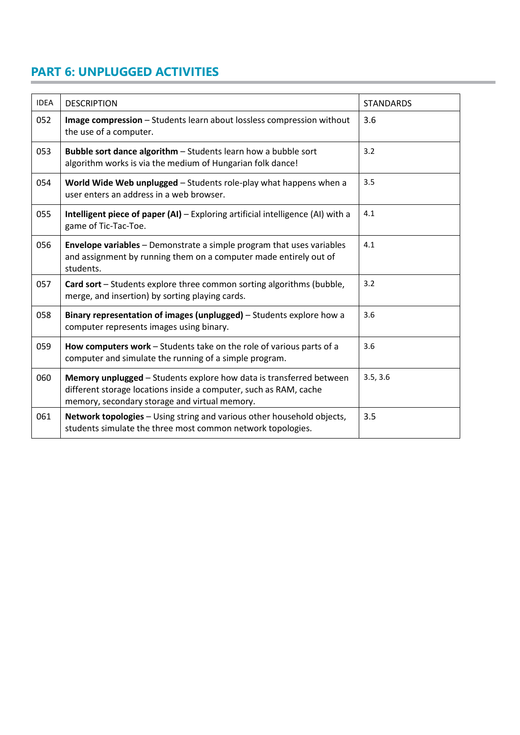## PART 6: UNPLUGGED ACTIVITIES

| IDEA | DESCRIPTION | STANDARDS |
|---|---|---|
| 052 | **Image compression** – Students learn about lossless compression without the use of a computer. | 3.6 |
| 053 | **Bubble sort dance algorithm** – Students learn how a bubble sort algorithm works is via the medium of Hungarian folk dance! | 3.2 |
| 054 | **World Wide Web unplugged** – Students role-play what happens when a user enters an address in a web browser. | 3.5 |
| 055 | **Intelligent piece of paper (AI)** – Exploring artificial intelligence (AI) with a game of Tic-Tac-Toe. | 4.1 |
| 056 | **Envelope variables** – Demonstrate a simple program that uses variables and assignment by running them on a computer made entirely out of students. | 4.1 |
| 057 | **Card sort** – Students explore three common sorting algorithms (bubble, merge, and insertion) by sorting playing cards. | 3.2 |
| 058 | **Binary representation of images (unplugged)** – Students explore how a computer represents images using binary. | 3.6 |
| 059 | **How computers work** – Students take on the role of various parts of a computer and simulate the running of a simple program. | 3.6 |
| 060 | **Memory unplugged** – Students explore how data is transferred between different storage locations inside a computer, such as RAM, cache memory, secondary storage and virtual memory. | 3.5, 3.6 |
| 061 | **Network topologies** – Using string and various other household objects, students simulate the three most common network topologies. | 3.5 |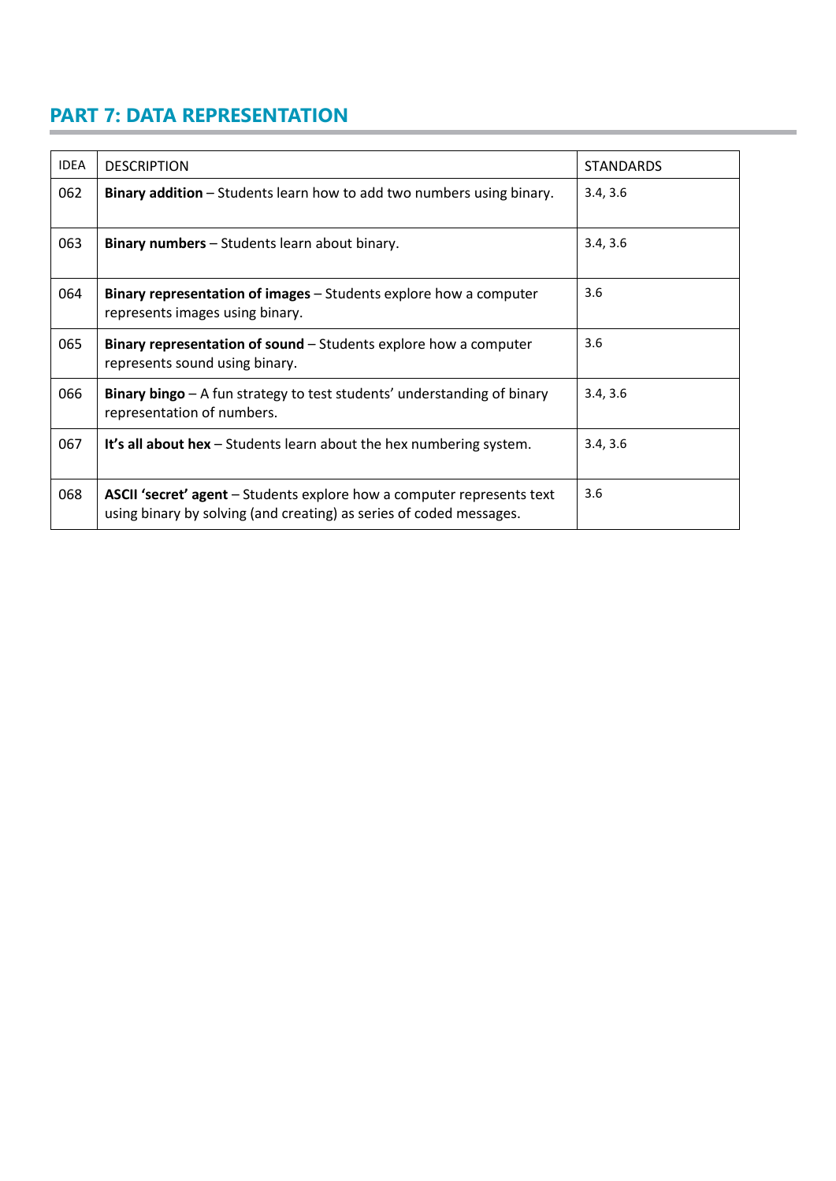## PART 7: DATA REPRESENTATION

| IDEA | DESCRIPTION | STANDARDS |
|---|---|---|
| 062 | **Binary addition** – Students learn how to add two numbers using binary. | 3.4, 3.6 |
| 063 | **Binary numbers** – Students learn about binary. | 3.4, 3.6 |
| 064 | **Binary representation of images** – Students explore how a computer represents images using binary. | 3.6 |
| 065 | **Binary representation of sound** – Students explore how a computer represents sound using binary. | 3.6 |
| 066 | **Binary bingo** – A fun strategy to test students' understanding of binary representation of numbers. | 3.4, 3.6 |
| 067 | **It's all about hex** – Students learn about the hex numbering system. | 3.4, 3.6 |
| 068 | **ASCII 'secret' agent** – Students explore how a computer represents text using binary by solving (and creating) as series of coded messages. | 3.6 |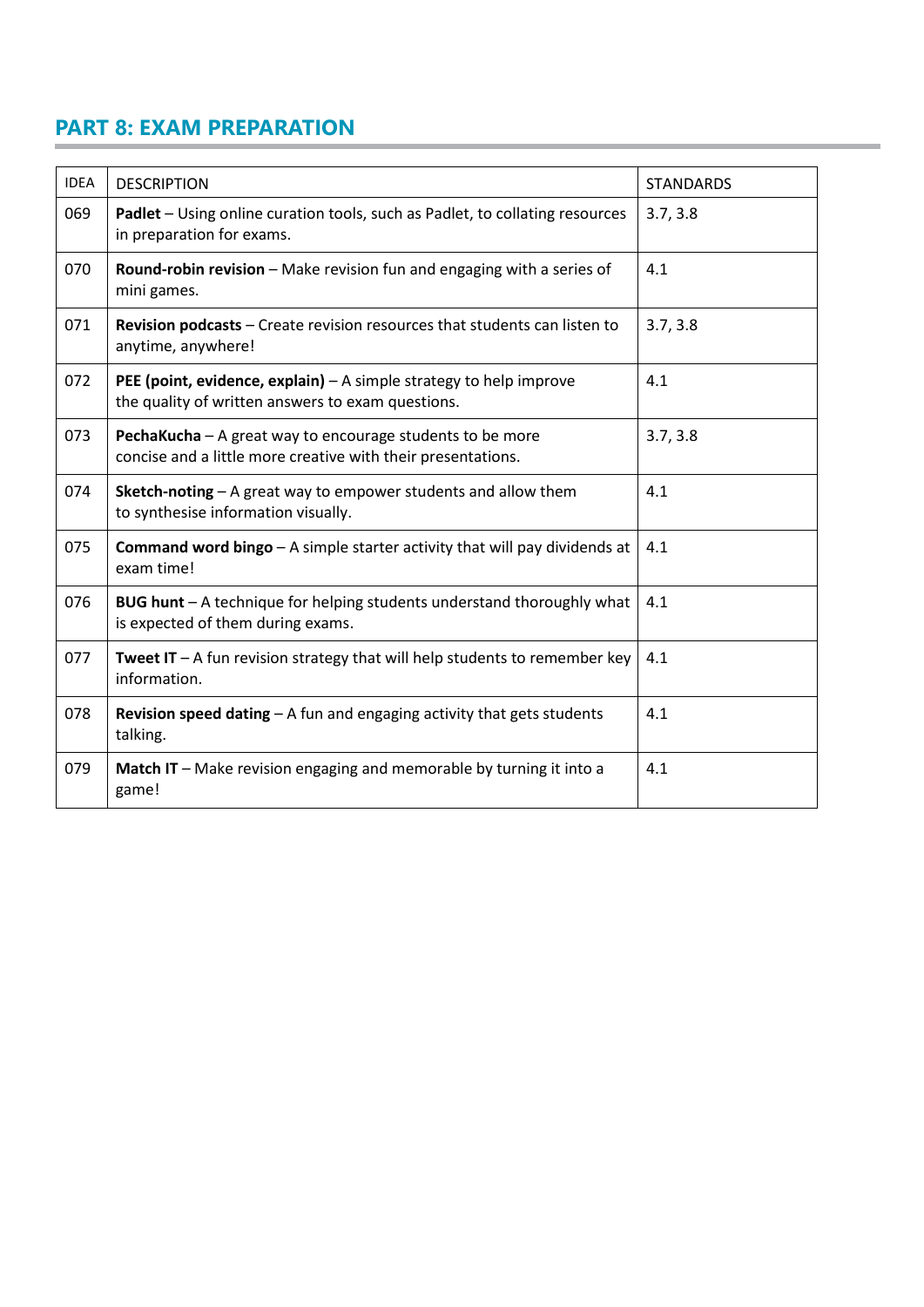## PART 8: EXAM PREPARATION

| IDEA | DESCRIPTION | STANDARDS |
|---|---|---|
| 069 | **Padlet** – Using online curation tools, such as Padlet, to collating resources in preparation for exams. | 3.7, 3.8 |
| 070 | **Round-robin revision** – Make revision fun and engaging with a series of mini games. | 4.1 |
| 071 | **Revision podcasts** – Create revision resources that students can listen to anytime, anywhere! | 3.7, 3.8 |
| 072 | **PEE (point, evidence, explain)** – A simple strategy to help improve the quality of written answers to exam questions. | 4.1 |
| 073 | **PechaKucha** – A great way to encourage students to be more concise and a little more creative with their presentations. | 3.7, 3.8 |
| 074 | **Sketch-noting** – A great way to empower students and allow them to synthesise information visually. | 4.1 |
| 075 | **Command word bingo** – A simple starter activity that will pay dividends at exam time! | 4.1 |
| 076 | **BUG hunt** – A technique for helping students understand thoroughly what is expected of them during exams. | 4.1 |
| 077 | **Tweet IT** – A fun revision strategy that will help students to remember key information. | 4.1 |
| 078 | **Revision speed dating** – A fun and engaging activity that gets students talking. | 4.1 |
| 079 | **Match IT** – Make revision engaging and memorable by turning it into a game! | 4.1 |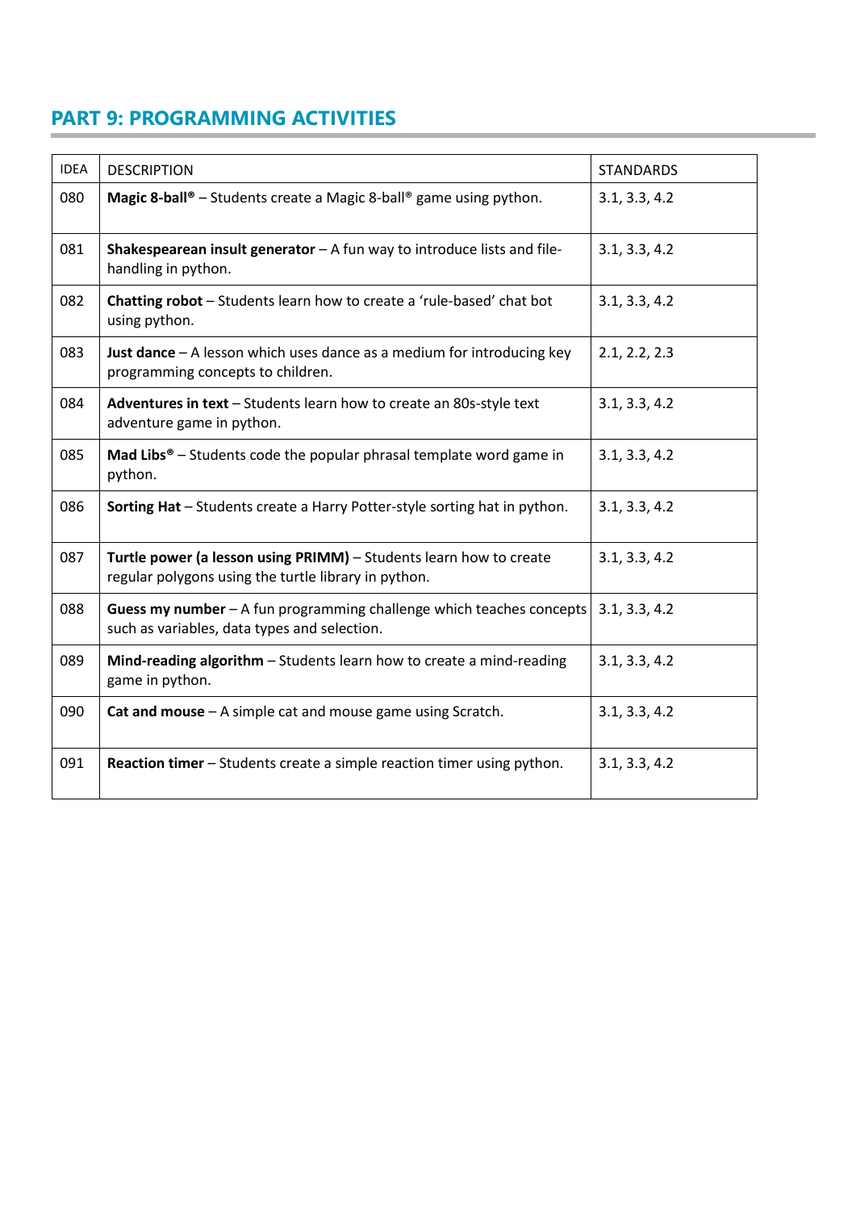## PART 9: PROGRAMMING ACTIVITIES

| IDEA | DESCRIPTION | STANDARDS |
|---|---|---|
| 080 | **Magic 8-ball®** – Students create a Magic 8-ball® game using python. | 3.1, 3.3, 4.2 |
| 081 | **Shakespearean insult generator** – A fun way to introduce lists and file-handling in python. | 3.1, 3.3, 4.2 |
| 082 | **Chatting robot** – Students learn how to create a 'rule-based' chat bot using python. | 3.1, 3.3, 4.2 |
| 083 | **Just dance** – A lesson which uses dance as a medium for introducing key programming concepts to children. | 2.1, 2.2, 2.3 |
| 084 | **Adventures in text** – Students learn how to create an 80s-style text adventure game in python. | 3.1, 3.3, 4.2 |
| 085 | **Mad Libs®** – Students code the popular phrasal template word game in python. | 3.1, 3.3, 4.2 |
| 086 | **Sorting Hat** – Students create a Harry Potter-style sorting hat in python. | 3.1, 3.3, 4.2 |
| 087 | **Turtle power (a lesson using PRIMM)** – Students learn how to create regular polygons using the turtle library in python. | 3.1, 3.3, 4.2 |
| 088 | **Guess my number** – A fun programming challenge which teaches concepts such as variables, data types and selection. | 3.1, 3.3, 4.2 |
| 089 | **Mind-reading algorithm** – Students learn how to create a mind-reading game in python. | 3.1, 3.3, 4.2 |
| 090 | **Cat and mouse** – A simple cat and mouse game using Scratch. | 3.1, 3.3, 4.2 |
| 091 | **Reaction timer** – Students create a simple reaction timer using python. | 3.1, 3.3, 4.2 |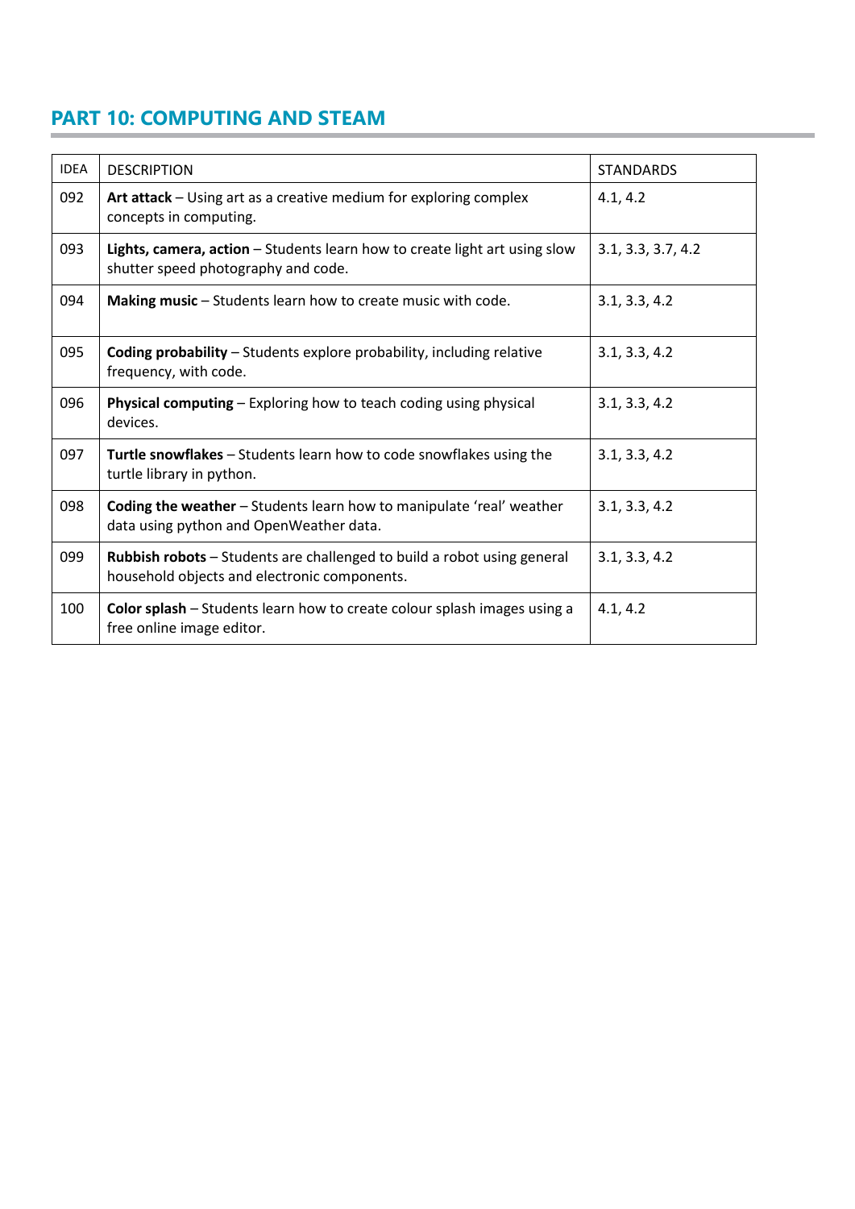## PART 10: COMPUTING AND STEAM

| IDEA | DESCRIPTION | STANDARDS |
|---|---|---|
| 092 | **Art attack** – Using art as a creative medium for exploring complex concepts in computing. | 4.1, 4.2 |
| 093 | **Lights, camera, action** – Students learn how to create light art using slow shutter speed photography and code. | 3.1, 3.3, 3.7, 4.2 |
| 094 | **Making music** – Students learn how to create music with code. | 3.1, 3.3, 4.2 |
| 095 | **Coding probability** – Students explore probability, including relative frequency, with code. | 3.1, 3.3, 4.2 |
| 096 | **Physical computing** – Exploring how to teach coding using physical devices. | 3.1, 3.3, 4.2 |
| 097 | **Turtle snowflakes** – Students learn how to code snowflakes using the turtle library in python. | 3.1, 3.3, 4.2 |
| 098 | **Coding the weather** – Students learn how to manipulate 'real' weather data using python and OpenWeather data. | 3.1, 3.3, 4.2 |
| 099 | **Rubbish robots** – Students are challenged to build a robot using general household objects and electronic components. | 3.1, 3.3, 4.2 |
| 100 | **Color splash** – Students learn how to create colour splash images using a free online image editor. | 4.1, 4.2 |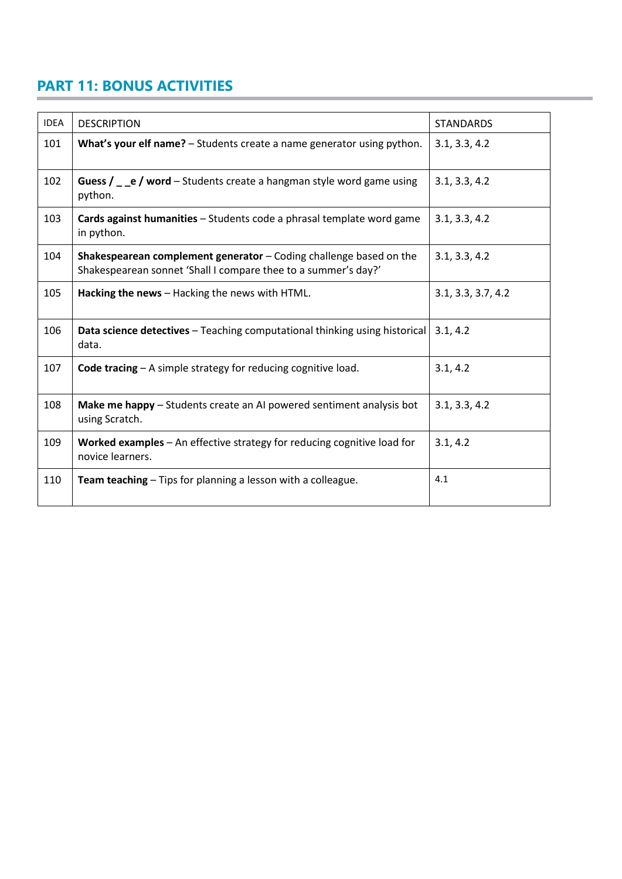## PART 11: BONUS ACTIVITIES

| IDEA | DESCRIPTION | STANDARDS |
|---|---|---|
| 101 | **What's your elf name?** – Students create a name generator using python. | 3.1, 3.3, 4.2 |
| 102 | **Guess / _ _e / word** – Students create a hangman style word game using python. | 3.1, 3.3, 4.2 |
| 103 | **Cards against humanities** – Students code a phrasal template word game in python. | 3.1, 3.3, 4.2 |
| 104 | **Shakespearean complement generator** – Coding challenge based on the Shakespearean sonnet 'Shall I compare thee to a summer's day?' | 3.1, 3.3, 4.2 |
| 105 | **Hacking the news** – Hacking the news with HTML. | 3.1, 3.3, 3.7, 4.2 |
| 106 | **Data science detectives** – Teaching computational thinking using historical data. | 3.1, 4.2 |
| 107 | **Code tracing** – A simple strategy for reducing cognitive load. | 3.1, 4.2 |
| 108 | **Make me happy** – Students create an AI powered sentiment analysis bot using Scratch. | 3.1, 3.3, 4.2 |
| 109 | **Worked examples** – An effective strategy for reducing cognitive load for novice learners. | 3.1, 4.2 |
| 110 | **Team teaching** – Tips for planning a lesson with a colleague. | 4.1 |